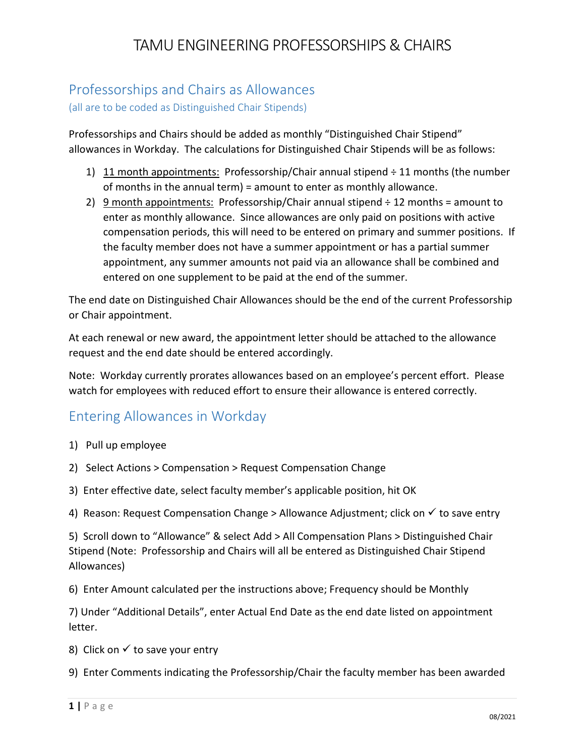# TAMU ENGINEERING PROFESSORSHIPS & CHAIRS

## Professorships and Chairs as Allowances

(all are to be coded as Distinguished Chair Stipends)

Professorships and Chairs should be added as monthly "Distinguished Chair Stipend" allowances in Workday. The calculations for Distinguished Chair Stipends will be as follows:

1) 11 month appointments: Professorship/Chair annual stipend ÷ 11 months (the number of months in the annual term) = amount to enter as monthly allowance.
2) 9 month appointments: Professorship/Chair annual stipend ÷ 12 months = amount to enter as monthly allowance. Since allowances are only paid on positions with active compensation periods, this will need to be entered on primary and summer positions. If the faculty member does not have a summer appointment or has a partial summer appointment, any summer amounts not paid via an allowance shall be combined and entered on one supplement to be paid at the end of the summer.

The end date on Distinguished Chair Allowances should be the end of the current Professorship or Chair appointment.

At each renewal or new award, the appointment letter should be attached to the allowance request and the end date should be entered accordingly.

Note: Workday currently prorates allowances based on an employee's percent effort. Please watch for employees with reduced effort to ensure their allowance is entered correctly.

## Entering Allowances in Workday

1) Pull up employee
2) Select Actions > Compensation > Request Compensation Change
3) Enter effective date, select faculty member's applicable position, hit OK
4) Reason: Request Compensation Change > Allowance Adjustment; click on ✓ to save entry
5) Scroll down to "Allowance" & select Add > All Compensation Plans > Distinguished Chair Stipend (Note: Professorship and Chairs will all be entered as Distinguished Chair Stipend Allowances)
6) Enter Amount calculated per the instructions above; Frequency should be Monthly
7) Under "Additional Details", enter Actual End Date as the end date listed on appointment letter.
8) Click on ✓ to save your entry
9) Enter Comments indicating the Professorship/Chair the faculty member has been awarded

08/2021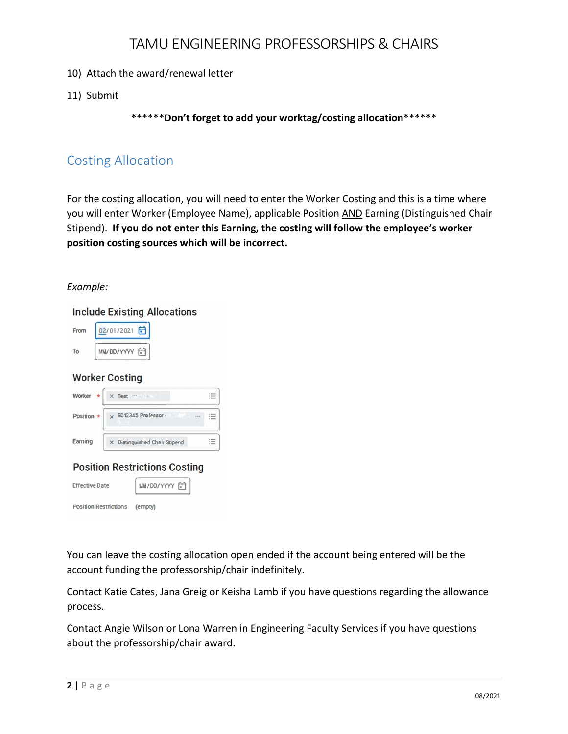10) Attach the award/renewal letter

11) Submit

**\*\*\*\*\*\*Don't forget to add your worktag/costing allocation\*\*\*\*\*\***

## Costing Allocation

For the costing allocation, you will need to enter the Worker Costing and this is a time where you will enter Worker (Employee Name), applicable Position <u>AND</u> Earning (Distinguished Chair Stipend). **If you do not enter this Earning, the costing will follow the employee's worker position costing sources which will be incorrect.**

*Example:*

**Include Existing Allocations**

From 02/01/2021

To MM/DD/YYYY

**Worker Costing**

Worker * Test

Position * E012345 Professor -

Earning Distinguished Chair Stipend

**Position Restrictions Costing**

Effective Date MM/DD/YYYY

Position Restrictions (empty)

You can leave the costing allocation open ended if the account being entered will be the account funding the professorship/chair indefinitely.

Contact Katie Cates, Jana Greig or Keisha Lamb if you have questions regarding the allowance process.

Contact Angie Wilson or Lona Warren in Engineering Faculty Services if you have questions about the professorship/chair award.